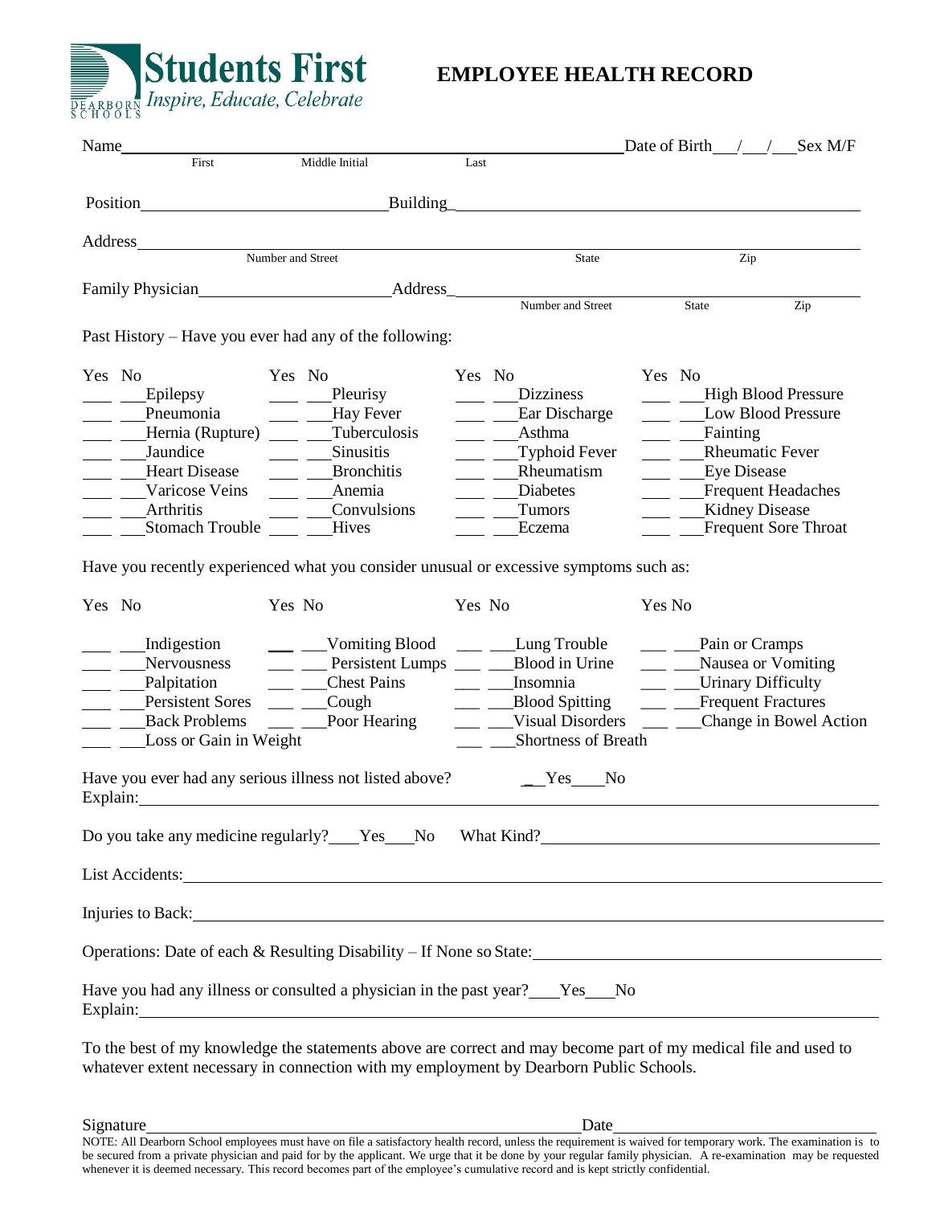**Students First**
*Inspire, Educate, Celebrate*
DEARBORN SCHOOLS

# EMPLOYEE HEALTH RECORD

Name\_\_\_\_\_\_\_\_\_\_\_\_\_\_\_\_\_\_\_\_\_\_\_\_\_\_\_\_\_\_\_\_\_\_\_\_\_\_\_\_\_\_\_\_\_\_\_\_\_\_ Date of Birth\_\_/\_\_/\_\_ Sex M/F
First Middle Initial Last

Position\_\_\_\_\_\_\_\_\_\_\_\_\_\_\_\_\_\_\_\_\_\_\_\_\_\_ Building\_\_\_\_\_\_\_\_\_\_\_\_\_\_\_\_\_\_\_\_\_\_\_\_\_\_\_\_\_\_\_\_\_\_\_\_\_\_\_\_\_\_\_\_

Address\_\_\_\_\_\_\_\_\_\_\_\_\_\_\_\_\_\_\_\_\_\_\_\_\_\_\_\_\_\_\_\_\_\_\_\_\_\_\_\_\_\_\_\_\_\_\_\_\_\_\_\_\_\_\_\_\_\_\_\_\_\_\_\_\_\_\_\_\_\_\_\_\_\_\_\_\_\_
Number and Street State Zip

Family Physician\_\_\_\_\_\_\_\_\_\_\_\_\_\_\_\_\_\_\_\_\_\_ Address\_\_\_\_\_\_\_\_\_\_\_\_\_\_\_\_\_\_\_\_\_\_\_\_\_\_\_\_\_\_\_\_\_\_\_\_\_\_\_\_\_\_\_\_\_\_
Number and Street State Zip

Past History – Have you ever had any of the following:

| Yes | No | | Yes | No | | Yes | No | | Yes | No | |
|---|---|---|---|---|---|---|---|---|---|---|---|
| \_\_\_ | \_\_\_ | Epilepsy | \_\_\_ | \_\_\_ | Pleurisy | \_\_\_ | \_\_\_ | Dizziness | \_\_\_ | \_\_\_ | High Blood Pressure |
| \_\_\_ | \_\_\_ | Pneumonia | \_\_\_ | \_\_\_ | Hay Fever | \_\_\_ | \_\_\_ | Ear Discharge | \_\_\_ | \_\_\_ | Low Blood Pressure |
| \_\_\_ | \_\_\_ | Hernia (Rupture) | \_\_\_ | \_\_\_ | Tuberculosis | \_\_\_ | \_\_\_ | Asthma | \_\_\_ | \_\_\_ | Fainting |
| \_\_\_ | \_\_\_ | Jaundice | \_\_\_ | \_\_\_ | Sinusitis | \_\_\_ | \_\_\_ | Typhoid Fever | \_\_\_ | \_\_\_ | Rheumatic Fever |
| \_\_\_ | \_\_\_ | Heart Disease | \_\_\_ | \_\_\_ | Bronchitis | \_\_\_ | \_\_\_ | Rheumatism | \_\_\_ | \_\_\_ | Eye Disease |
| \_\_\_ | \_\_\_ | Varicose Veins | \_\_\_ | \_\_\_ | Anemia | \_\_\_ | \_\_\_ | Diabetes | \_\_\_ | \_\_\_ | Frequent Headaches |
| \_\_\_ | \_\_\_ | Arthritis | \_\_\_ | \_\_\_ | Convulsions | \_\_\_ | \_\_\_ | Tumors | \_\_\_ | \_\_\_ | Kidney Disease |
| \_\_\_ | \_\_\_ | Stomach Trouble | \_\_\_ | \_\_\_ | Hives | \_\_\_ | \_\_\_ | Eczema | \_\_\_ | \_\_\_ | Frequent Sore Throat |

Have you recently experienced what you consider unusual or excessive symptoms such as:

| Yes | No | | Yes | No | | Yes | No | | Yes | No | |
|---|---|---|---|---|---|---|---|---|---|---|---|
| \_\_\_ | \_\_\_ | Indigestion | \_\_\_ | \_\_\_ | Vomiting Blood | \_\_\_ | \_\_\_ | Lung Trouble | \_\_\_ | \_\_\_ | Pain or Cramps |
| \_\_\_ | \_\_\_ | Nervousness | \_\_\_ | \_\_\_ | Persistent Lumps | \_\_\_ | \_\_\_ | Blood in Urine | \_\_\_ | \_\_\_ | Nausea or Vomiting |
| \_\_\_ | \_\_\_ | Palpitation | \_\_\_ | \_\_\_ | Chest Pains | \_\_\_ | \_\_\_ | Insomnia | \_\_\_ | \_\_\_ | Urinary Difficulty |
| \_\_\_ | \_\_\_ | Persistent Sores | \_\_\_ | \_\_\_ | Cough | \_\_\_ | \_\_\_ | Blood Spitting | \_\_\_ | \_\_\_ | Frequent Fractures |
| \_\_\_ | \_\_\_ | Back Problems | \_\_\_ | \_\_\_ | Poor Hearing | \_\_\_ | \_\_\_ | Visual Disorders | \_\_\_ | \_\_\_ | Change in Bowel Action |
| \_\_\_ | \_\_\_ | Loss or Gain in Weight | | | | \_\_\_ | \_\_\_ | Shortness of Breath | | | |

Have you ever had any serious illness not listed above? \_\_Yes\_\_\_\_No
Explain:\_\_\_\_\_\_\_\_\_\_\_\_\_\_\_\_\_\_\_\_\_\_\_\_\_\_\_\_\_\_\_\_\_\_\_\_\_\_\_\_\_\_\_\_\_\_\_\_\_\_\_\_\_\_\_\_\_\_\_\_\_\_\_\_\_\_\_\_\_\_\_\_\_\_\_\_\_\_

Do you take any medicine regularly?\_\_\_\_Yes\_\_\_No What Kind?\_\_\_\_\_\_\_\_\_\_\_\_\_\_\_\_\_\_\_\_\_\_\_\_\_\_\_\_\_\_\_\_\_\_\_\_

List Accidents:\_\_\_\_\_\_\_\_\_\_\_\_\_\_\_\_\_\_\_\_\_\_\_\_\_\_\_\_\_\_\_\_\_\_\_\_\_\_\_\_\_\_\_\_\_\_\_\_\_\_\_\_\_\_\_\_\_\_\_\_\_\_\_\_\_\_\_\_\_\_\_\_\_\_

Injuries to Back:\_\_\_\_\_\_\_\_\_\_\_\_\_\_\_\_\_\_\_\_\_\_\_\_\_\_\_\_\_\_\_\_\_\_\_\_\_\_\_\_\_\_\_\_\_\_\_\_\_\_\_\_\_\_\_\_\_\_\_\_\_\_\_\_\_\_\_\_\_\_\_\_\_

Operations: Date of each & Resulting Disability – If None so State:\_\_\_\_\_\_\_\_\_\_\_\_\_\_\_\_\_\_\_\_\_\_\_\_\_\_\_\_\_\_\_\_\_\_

Have you had any illness or consulted a physician in the past year?\_\_\_\_Yes\_\_\_No
Explain:\_\_\_\_\_\_\_\_\_\_\_\_\_\_\_\_\_\_\_\_\_\_\_\_\_\_\_\_\_\_\_\_\_\_\_\_\_\_\_\_\_\_\_\_\_\_\_\_\_\_\_\_\_\_\_\_\_\_\_\_\_\_\_\_\_\_\_\_\_\_\_\_\_\_\_\_\_\_

To the best of my knowledge the statements above are correct and may become part of my medical file and used to whatever extent necessary in connection with my employment by Dearborn Public Schools.

Signature\_\_\_\_\_\_\_\_\_\_\_\_\_\_\_\_\_\_\_\_\_\_\_\_\_\_\_\_\_\_\_\_\_\_\_\_\_\_\_\_\_\_\_\_\_\_\_\_ Date\_\_\_\_\_\_\_\_\_\_\_\_\_\_\_\_\_\_\_\_\_\_\_\_\_\_\_\_\_

NOTE: All Dearborn School employees must have on file a satisfactory health record, unless the requirement is waived for temporary work. The examination is to be secured from a private physician and paid for by the applicant. We urge that it be done by your regular family physician. A re-examination may be requested whenever it is deemed necessary. This record becomes part of the employee's cumulative record and is kept strictly confidential.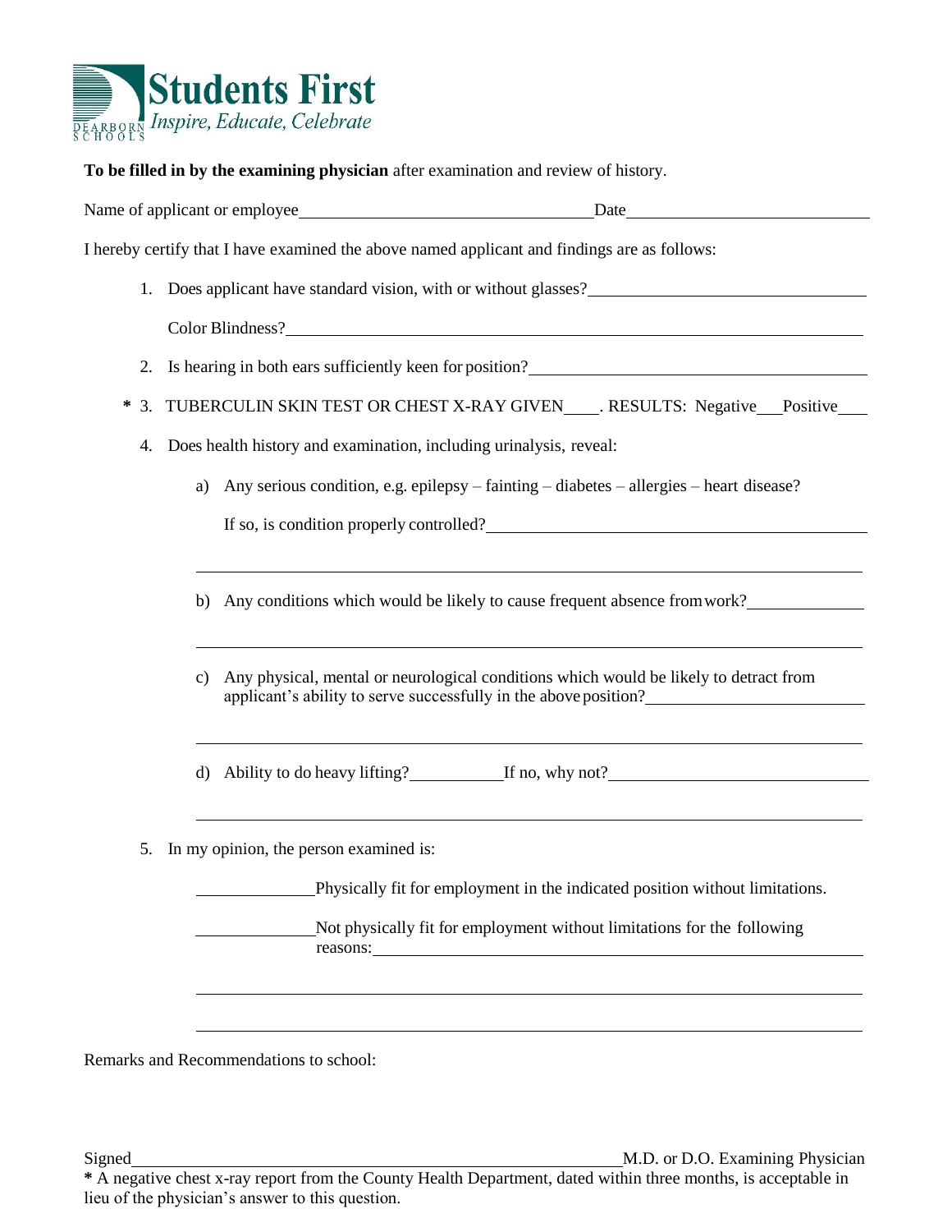Students First
*Inspire, Educate, Celebrate*
DEARBORN SCHOOLS

**To be filled in by the examining physician** after examination and review of history.

Name of applicant or employee\_\_\_\_\_\_\_\_\_\_\_\_\_\_\_\_\_\_\_\_\_\_\_\_\_\_\_\_\_\_\_\_\_\_\_\_ Date\_\_\_\_\_\_\_\_\_\_\_\_\_\_\_\_\_\_\_\_\_\_\_\_\_\_\_\_\_

I hereby certify that I have examined the above named applicant and findings are as follows:

1. Does applicant have standard vision, with or without glasses?\_\_\_\_\_\_\_\_\_\_\_\_\_\_\_\_\_\_\_\_\_\_\_\_\_\_\_\_\_\_\_\_\_

   Color Blindness?\_\_\_\_\_\_\_\_\_\_\_\_\_\_\_\_\_\_\_\_\_\_\_\_\_\_\_\_\_\_\_\_\_\_\_\_\_\_\_\_\_\_\_\_\_\_\_\_\_\_\_\_\_\_\_\_\_\_\_\_\_\_\_\_\_\_\_\_\_\_\_

2. Is hearing in both ears sufficiently keen for position?\_\_\_\_\_\_\_\_\_\_\_\_\_\_\_\_\_\_\_\_\_\_\_\_\_\_\_\_\_\_\_\_\_\_\_\_\_\_\_\_\_\_\_

\* 3. TUBERCULIN SKIN TEST OR CHEST X-RAY GIVEN\_\_\_\_. RESULTS: Negative\_\_\_Positive\_\_\_

4. Does health history and examination, including urinalysis, reveal:

   a) Any serious condition, e.g. epilepsy – fainting – diabetes – allergies – heart disease?

      If so, is condition properly controlled?\_\_\_\_\_\_\_\_\_\_\_\_\_\_\_\_\_\_\_\_\_\_\_\_\_\_\_\_\_\_\_\_\_\_\_\_\_\_\_\_\_\_\_\_\_\_\_\_\_

      \_\_\_\_\_\_\_\_\_\_\_\_\_\_\_\_\_\_\_\_\_\_\_\_\_\_\_\_\_\_\_\_\_\_\_\_\_\_\_\_\_\_\_\_\_\_\_\_\_\_\_\_\_\_\_\_\_\_\_\_\_\_\_\_\_\_\_\_\_\_\_\_\_\_\_\_\_\_\_

   b) Any conditions which would be likely to cause frequent absence from work?\_\_\_\_\_\_\_\_\_\_\_\_\_\_

      \_\_\_\_\_\_\_\_\_\_\_\_\_\_\_\_\_\_\_\_\_\_\_\_\_\_\_\_\_\_\_\_\_\_\_\_\_\_\_\_\_\_\_\_\_\_\_\_\_\_\_\_\_\_\_\_\_\_\_\_\_\_\_\_\_\_\_\_\_\_\_\_\_\_\_\_\_\_\_

   c) Any physical, mental or neurological conditions which would be likely to detract from applicant's ability to serve successfully in the above position?\_\_\_\_\_\_\_\_\_\_\_\_\_\_\_\_\_\_\_\_\_\_\_\_\_\_\_

      \_\_\_\_\_\_\_\_\_\_\_\_\_\_\_\_\_\_\_\_\_\_\_\_\_\_\_\_\_\_\_\_\_\_\_\_\_\_\_\_\_\_\_\_\_\_\_\_\_\_\_\_\_\_\_\_\_\_\_\_\_\_\_\_\_\_\_\_\_\_\_\_\_\_\_\_\_\_\_

   d) Ability to do heavy lifting?\_\_\_\_\_\_\_\_\_\_\_If no, why not?\_\_\_\_\_\_\_\_\_\_\_\_\_\_\_\_\_\_\_\_\_\_\_\_\_\_\_\_\_\_\_\_

      \_\_\_\_\_\_\_\_\_\_\_\_\_\_\_\_\_\_\_\_\_\_\_\_\_\_\_\_\_\_\_\_\_\_\_\_\_\_\_\_\_\_\_\_\_\_\_\_\_\_\_\_\_\_\_\_\_\_\_\_\_\_\_\_\_\_\_\_\_\_\_\_\_\_\_\_\_\_\_

5. In my opinion, the person examined is:

   \_\_\_\_\_\_\_\_\_\_\_\_\_\_Physically fit for employment in the indicated position without limitations.

   \_\_\_\_\_\_\_\_\_\_\_\_\_\_Not physically fit for employment without limitations for the following reasons:\_\_\_\_\_\_\_\_\_\_\_\_\_\_\_\_\_\_\_\_\_\_\_\_\_\_\_\_\_\_\_\_\_\_\_\_\_\_\_\_\_\_\_\_\_\_\_\_\_\_\_\_\_\_\_\_\_\_\_\_\_\_\_

   \_\_\_\_\_\_\_\_\_\_\_\_\_\_\_\_\_\_\_\_\_\_\_\_\_\_\_\_\_\_\_\_\_\_\_\_\_\_\_\_\_\_\_\_\_\_\_\_\_\_\_\_\_\_\_\_\_\_\_\_\_\_\_\_\_\_\_\_\_\_\_\_\_\_\_\_\_\_\_

   \_\_\_\_\_\_\_\_\_\_\_\_\_\_\_\_\_\_\_\_\_\_\_\_\_\_\_\_\_\_\_\_\_\_\_\_\_\_\_\_\_\_\_\_\_\_\_\_\_\_\_\_\_\_\_\_\_\_\_\_\_\_\_\_\_\_\_\_\_\_\_\_\_\_\_\_\_\_\_

Remarks and Recommendations to school:

Signed\_\_\_\_\_\_\_\_\_\_\_\_\_\_\_\_\_\_\_\_\_\_\_\_\_\_\_\_\_\_\_\_\_\_\_\_\_\_\_\_\_\_\_\_\_\_\_\_\_\_\_\_\_\_\_\_\_\_\_\_\_\_M.D. or D.O. Examining Physician

**\*** A negative chest x-ray report from the County Health Department, dated within three months, is acceptable in lieu of the physician's answer to this question.